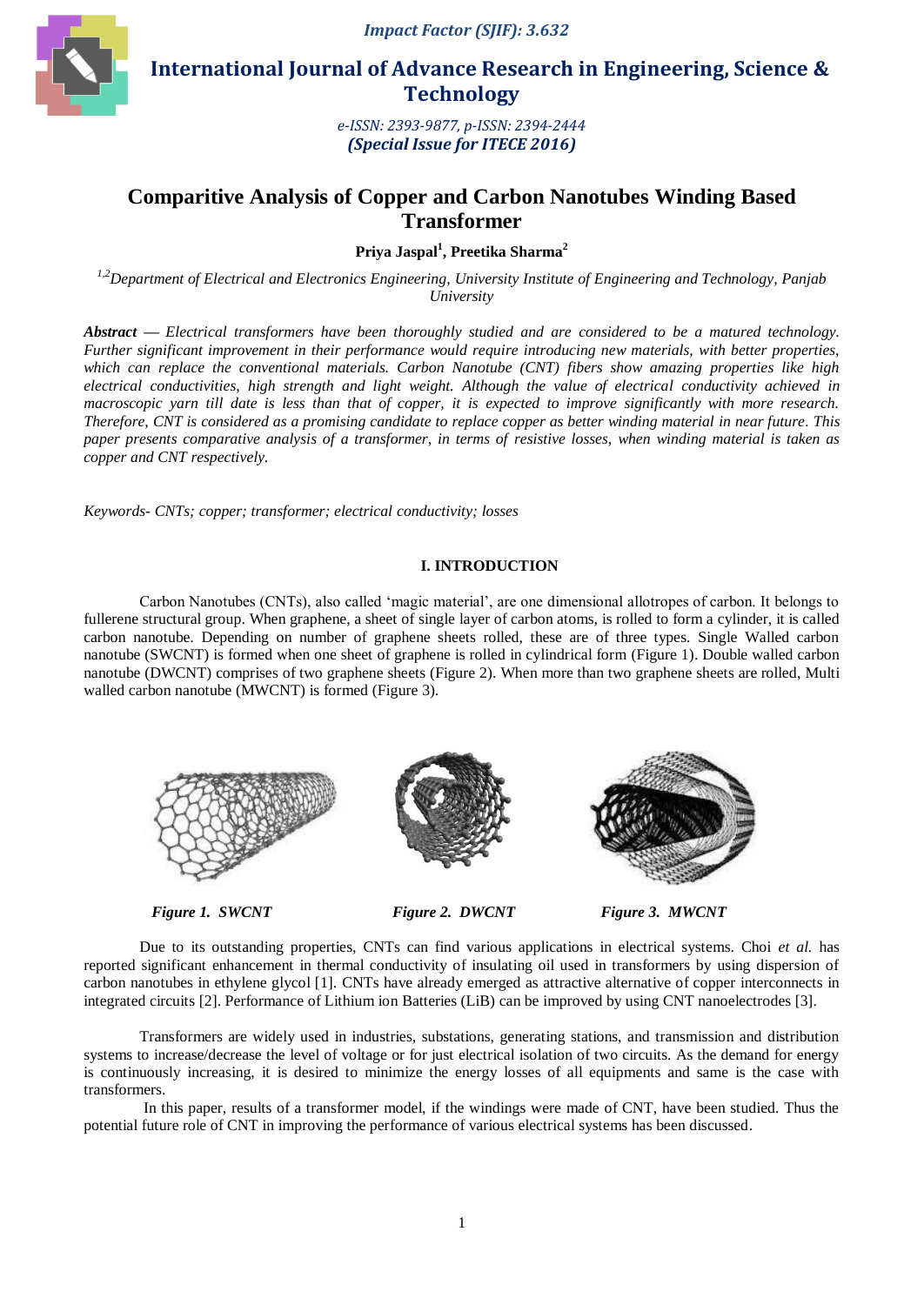# Comparitive Analysis of Copper and Carbon Nanotubes Winding Based Transformer

**Priya Jaspal[1], Preetika Sharma[2]**

*[1,2]Department of Electrical and Electronics Engineering, University Institute of Engineering and Technology, Panjab University*

***Abstract* —** *Electrical transformers have been thoroughly studied and are considered to be a matured technology. Further significant improvement in their performance would require introducing new materials, with better properties, which can replace the conventional materials. Carbon Nanotube (CNT) fibers show amazing properties like high electrical conductivities, high strength and light weight. Although the value of electrical conductivity achieved in macroscopic yarn till date is less than that of copper, it is expected to improve significantly with more research. Therefore, CNT is considered as a promising candidate to replace copper as better winding material in near future. This paper presents comparative analysis of a transformer, in terms of resistive losses, when winding material is taken as copper and CNT respectively.*

*Keywords- CNTs; copper; transformer; electrical conductivity; losses*

## I. INTRODUCTION

Carbon Nanotubes (CNTs), also called 'magic material', are one dimensional allotropes of carbon. It belongs to fullerene structural group. When graphene, a sheet of single layer of carbon atoms, is rolled to form a cylinder, it is called carbon nanotube. Depending on number of graphene sheets rolled, these are of three types. Single Walled carbon nanotube (SWCNT) is formed when one sheet of graphene is rolled in cylindrical form (Figure 1). Double walled carbon nanotube (DWCNT) comprises of two graphene sheets (Figure 2). When more than two graphene sheets are rolled, Multi walled carbon nanotube (MWCNT) is formed (Figure 3).

*Figure 1. SWCNT*

*Figure 2. DWCNT*

*Figure 3. MWCNT*

Due to its outstanding properties, CNTs can find various applications in electrical systems. Choi *et al.* has reported significant enhancement in thermal conductivity of insulating oil used in transformers by using dispersion of carbon nanotubes in ethylene glycol [1]. CNTs have already emerged as attractive alternative of copper interconnects in integrated circuits [2]. Performance of Lithium ion Batteries (LiB) can be improved by using CNT nanoelectrodes [3].

Transformers are widely used in industries, substations, generating stations, and transmission and distribution systems to increase/decrease the level of voltage or for just electrical isolation of two circuits. As the demand for energy is continuously increasing, it is desired to minimize the energy losses of all equipments and same is the case with transformers.

In this paper, results of a transformer model, if the windings were made of CNT, have been studied. Thus the potential future role of CNT in improving the performance of various electrical systems has been discussed.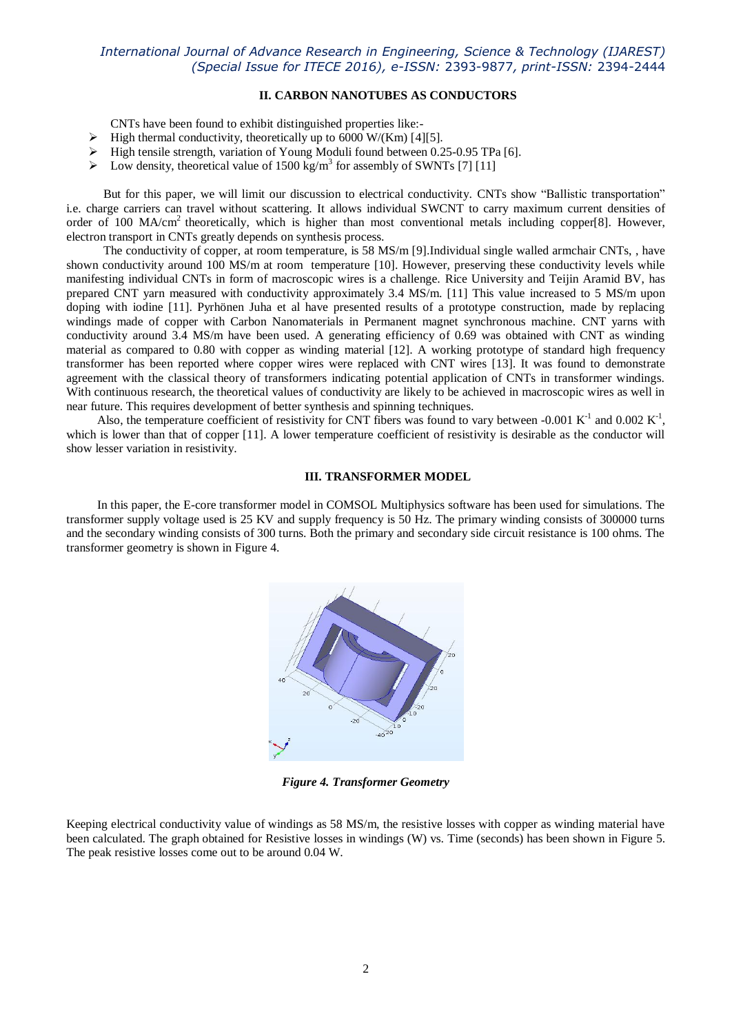## II. CARBON NANOTUBES AS CONDUCTORS

CNTs have been found to exhibit distinguished properties like:-

- High thermal conductivity, theoretically up to 6000 W/(Km) [4][5].
- High tensile strength, variation of Young Moduli found between 0.25-0.95 TPa [6].
- Low density, theoretical value of 1500 $kg/m^3$ for assembly of SWNTs [7] [11]

But for this paper, we will limit our discussion to electrical conductivity. CNTs show "Ballistic transportation" i.e. charge carriers can travel without scattering. It allows individual SWCNT to carry maximum current densities of order of 100 $MA/cm^2$ theoretically, which is higher than most conventional metals including copper[8]. However, electron transport in CNTs greatly depends on synthesis process.

The conductivity of copper, at room temperature, is 58 MS/m [9].Individual single walled armchair CNTs, , have shown conductivity around 100 MS/m at room temperature [10]. However, preserving these conductivity levels while manifesting individual CNTs in form of macroscopic wires is a challenge. Rice University and Teijin Aramid BV, has prepared CNT yarn measured with conductivity approximately 3.4 MS/m. [11] This value increased to 5 MS/m upon doping with iodine [11]. Pyrhönen Juha et al have presented results of a prototype construction, made by replacing windings made of copper with Carbon Nanomaterials in Permanent magnet synchronous machine. CNT yarns with conductivity around 3.4 MS/m have been used. A generating efficiency of 0.69 was obtained with CNT as winding material as compared to 0.80 with copper as winding material [12]. A working prototype of standard high frequency transformer has been reported where copper wires were replaced with CNT wires [13]. It was found to demonstrate agreement with the classical theory of transformers indicating potential application of CNTs in transformer windings. With continuous research, the theoretical values of conductivity are likely to be achieved in macroscopic wires as well in near future. This requires development of better synthesis and spinning techniques.

Also, the temperature coefficient of resistivity for CNT fibers was found to vary between -0.001 $K^{-1}$ and 0.002 $K^{-1}$, which is lower than that of copper [11]. A lower temperature coefficient of resistivity is desirable as the conductor will show lesser variation in resistivity.

## III. TRANSFORMER MODEL

In this paper, the E-core transformer model in COMSOL Multiphysics software has been used for simulations. The transformer supply voltage used is 25 KV and supply frequency is 50 Hz. The primary winding consists of 300000 turns and the secondary winding consists of 300 turns. Both the primary and secondary side circuit resistance is 100 ohms. The transformer geometry is shown in Figure 4.

*Figure 4. Transformer Geometry*

Keeping electrical conductivity value of windings as 58 MS/m, the resistive losses with copper as winding material have been calculated. The graph obtained for Resistive losses in windings (W) vs. Time (seconds) has been shown in Figure 5. The peak resistive losses come out to be around 0.04 W.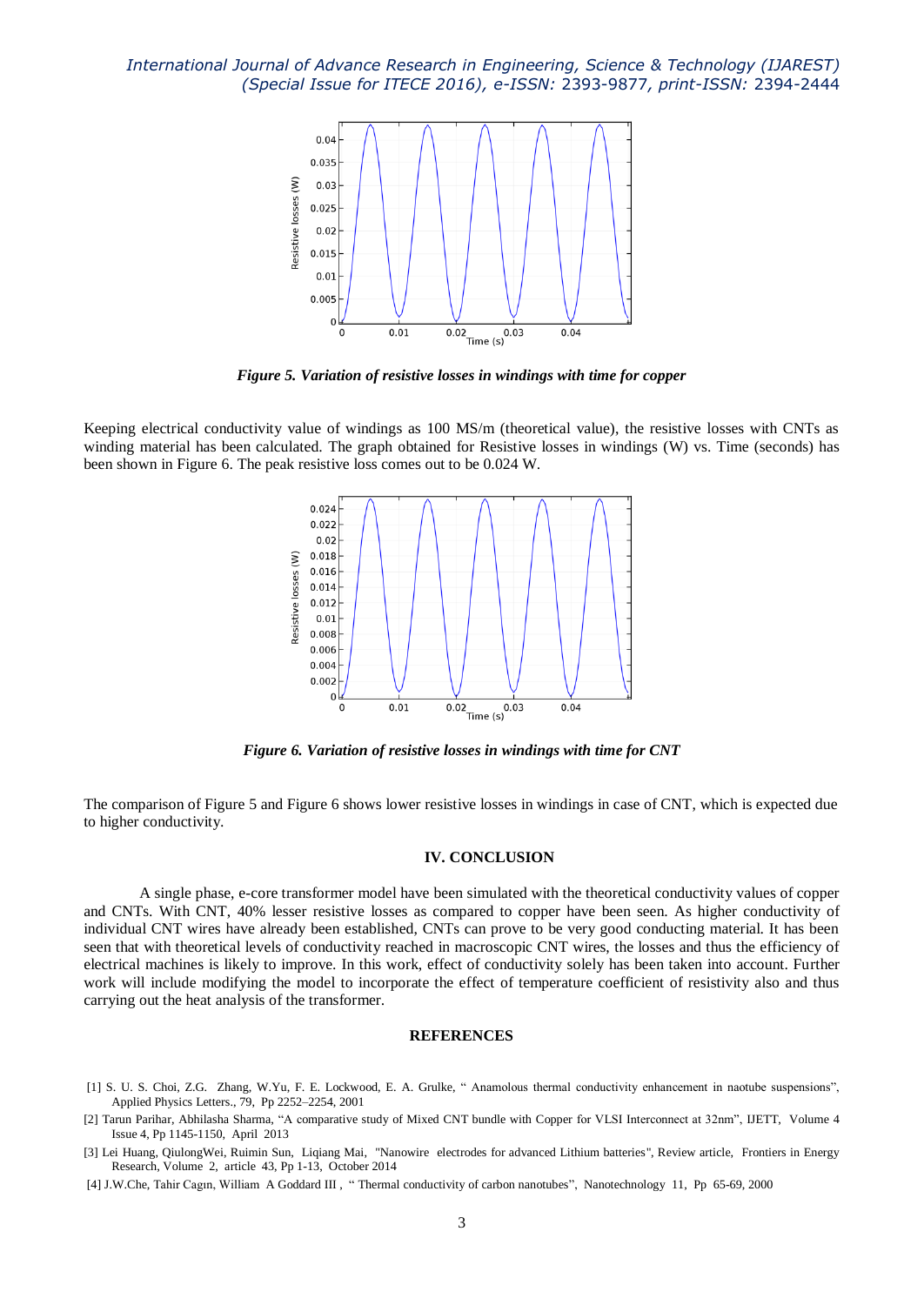*Figure 5. Variation of resistive losses in windings with time for copper*

Keeping electrical conductivity value of windings as 100 MS/m (theoretical value), the resistive losses with CNTs as winding material has been calculated. The graph obtained for Resistive losses in windings (W) vs. Time (seconds) has been shown in Figure 6. The peak resistive loss comes out to be 0.024 W.

*Figure 6. Variation of resistive losses in windings with time for CNT*

The comparison of Figure 5 and Figure 6 shows lower resistive losses in windings in case of CNT, which is expected due to higher conductivity.

## IV. CONCLUSION

A single phase, e-core transformer model have been simulated with the theoretical conductivity values of copper and CNTs. With CNT, 40% lesser resistive losses as compared to copper have been seen. As higher conductivity of individual CNT wires have already been established, CNTs can prove to be very good conducting material. It has been seen that with theoretical levels of conductivity reached in macroscopic CNT wires, the losses and thus the efficiency of electrical machines is likely to improve. In this work, effect of conductivity solely has been taken into account. Further work will include modifying the model to incorporate the effect of temperature coefficient of resistivity also and thus carrying out the heat analysis of the transformer.

## REFERENCES

[1] S. U. S. Choi, Z.G. Zhang, W.Yu, F. E. Lockwood, E. A. Grulke, " Anamolous thermal conductivity enhancement in naotube suspensions", Applied Physics Letters., 79, Pp 2252–2254, 2001

[2] Tarun Parihar, Abhilasha Sharma, "A comparative study of Mixed CNT bundle with Copper for VLSI Interconnect at 32nm", IJETT, Volume 4 Issue 4, Pp 1145-1150, April 2013

[3] Lei Huang, QiulongWei, Ruimin Sun, Liqiang Mai, "Nanowire electrodes for advanced Lithium batteries", Review article, Frontiers in Energy Research, Volume 2, article 43, Pp 1-13, October 2014

[4] J.W.Che, Tahir Cagın, William A Goddard III , " Thermal conductivity of carbon nanotubes", Nanotechnology 11, Pp 65-69, 2000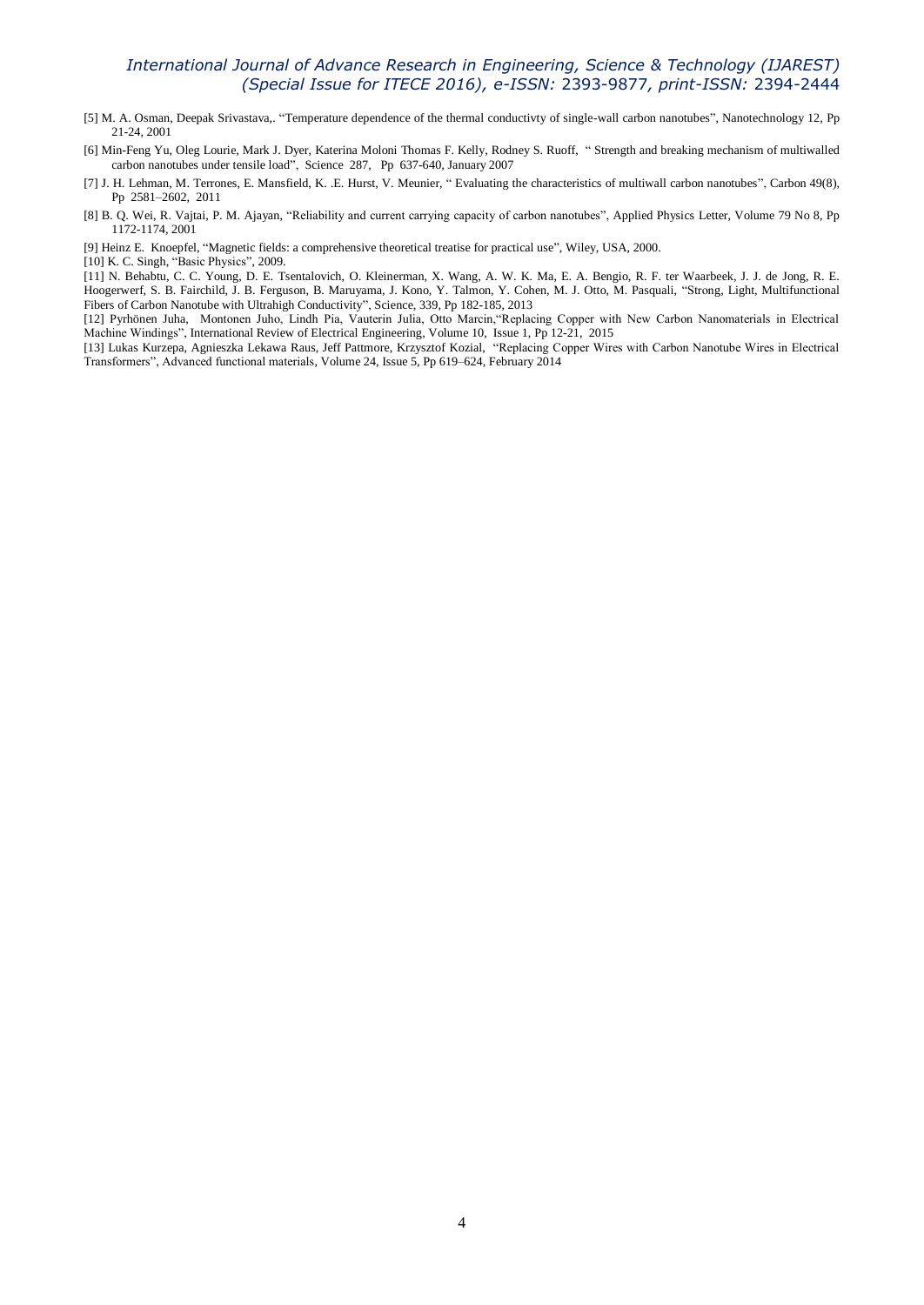[5] M. A. Osman, Deepak Srivastava,. "Temperature dependence of the thermal conductivty of single-wall carbon nanotubes", Nanotechnology 12, Pp 21-24, 2001

[6] Min-Feng Yu, Oleg Lourie, Mark J. Dyer, Katerina Moloni Thomas F. Kelly, Rodney S. Ruoff, " Strength and breaking mechanism of multiwalled carbon nanotubes under tensile load", Science 287, Pp 637-640, January 2007

[7] J. H. Lehman, M. Terrones, E. Mansfield, K. .E. Hurst, V. Meunier, " Evaluating the characteristics of multiwall carbon nanotubes", Carbon 49(8), Pp 2581–2602, 2011

[8] B. Q. Wei, R. Vajtai, P. M. Ajayan, "Reliability and current carrying capacity of carbon nanotubes", Applied Physics Letter, Volume 79 No 8, Pp 1172-1174, 2001

[9] Heinz E. Knoepfel, "Magnetic fields: a comprehensive theoretical treatise for practical use", Wiley, USA, 2000.

[10] K. C. Singh, "Basic Physics", 2009.

[11] N. Behabtu, C. C. Young, D. E. Tsentalovich, O. Kleinerman, X. Wang, A. W. K. Ma, E. A. Bengio, R. F. ter Waarbeek, J. J. de Jong, R. E. Hoogerwerf, S. B. Fairchild, J. B. Ferguson, B. Maruyama, J. Kono, Y. Talmon, Y. Cohen, M. J. Otto, M. Pasquali, "Strong, Light, Multifunctional Fibers of Carbon Nanotube with Ultrahigh Conductivity", Science, 339, Pp 182-185, 2013

[12] Pyrhönen Juha, Montonen Juho, Lindh Pia, Vauterin Julia, Otto Marcin,"Replacing Copper with New Carbon Nanomaterials in Electrical Machine Windings", International Review of Electrical Engineering, Volume 10, Issue 1, Pp 12-21, 2015

[13] Lukas Kurzepa, Agnieszka Lekawa Raus, Jeff Pattmore, Krzysztof Kozial, "Replacing Copper Wires with Carbon Nanotube Wires in Electrical Transformers", Advanced functional materials, Volume 24, Issue 5, Pp 619–624, February 2014